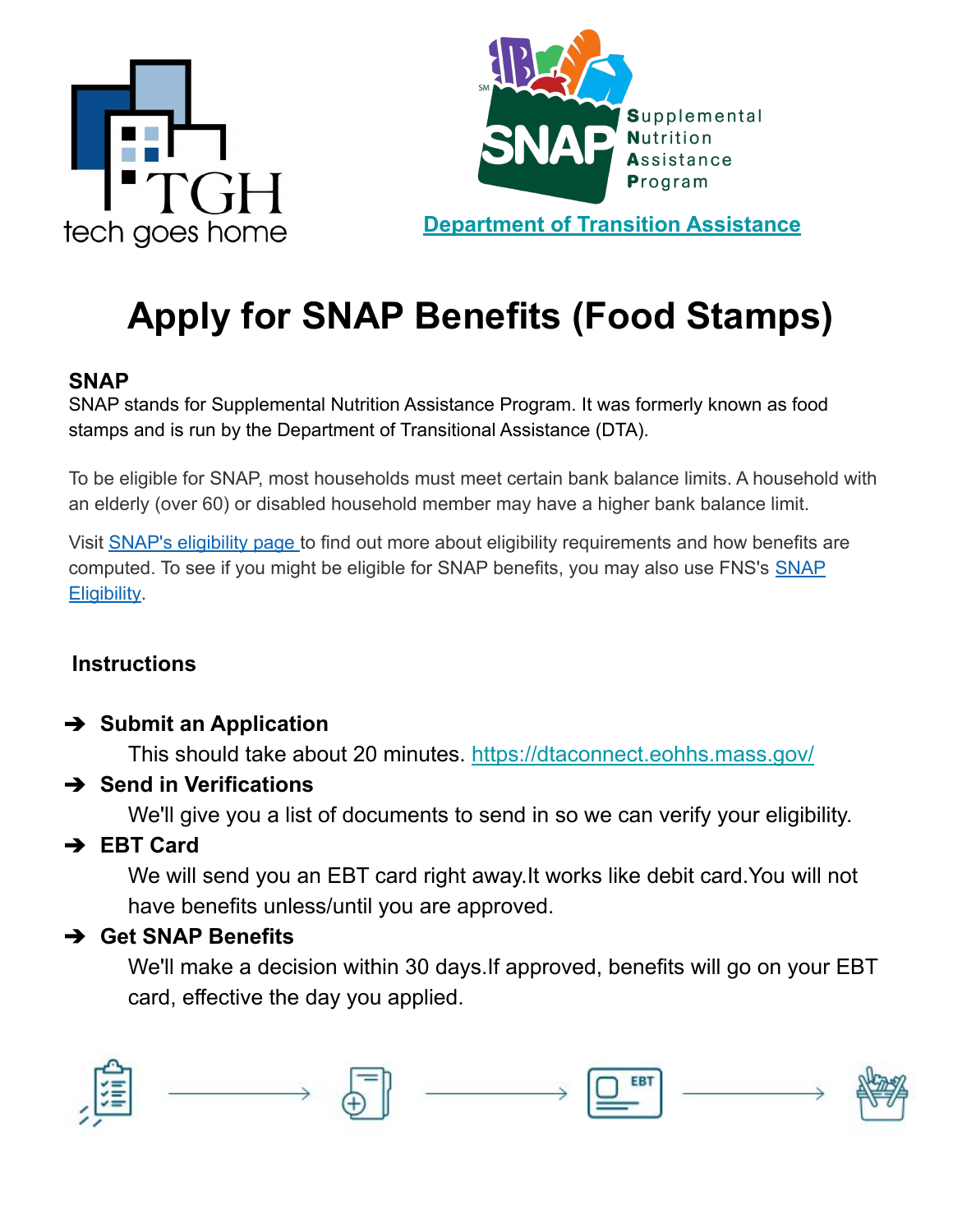tech goes home

Supplemental Nutrition Assistance Program

[Department of Transition Assistance]

# Apply for SNAP Benefits (Food Stamps)

## SNAP

SNAP stands for Supplemental Nutrition Assistance Program. It was formerly known as food stamps and is run by the Department of Transitional Assistance (DTA).

To be eligible for SNAP, most households must meet certain bank balance limits. A household with an elderly (over 60) or disabled household member may have a higher bank balance limit.

Visit [SNAP's eligibility page] to find out more about eligibility requirements and how benefits are computed. To see if you might be eligible for SNAP benefits, you may also use FNS's [SNAP Eligibility].

## Instructions

- **Submit an Application**
  This should take about 20 minutes. https://dtaconnect.eohhs.mass.gov/
- **Send in Verifications**
  We'll give you a list of documents to send in so we can verify your eligibility.
- **EBT Card**
  We will send you an EBT card right away.It works like debit card.You will not have benefits unless/until you are approved.
- **Get SNAP Benefits**
  We'll make a decision within 30 days.If approved, benefits will go on your EBT card, effective the day you applied.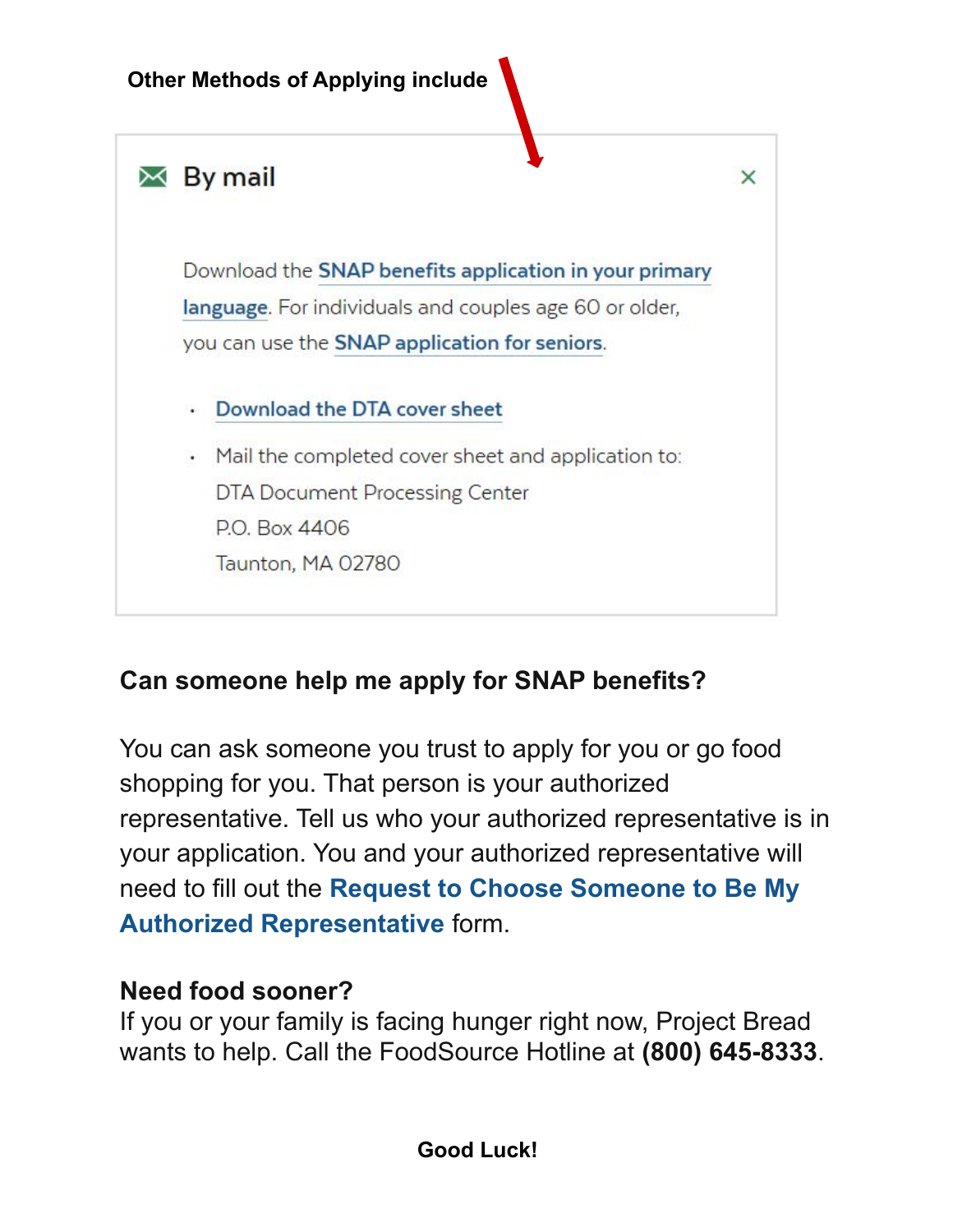**Other Methods of Applying include**

### By mail

Download the SNAP benefits application in your primary language. For individuals and couples age 60 or older, you can use the SNAP application for seniors.

- Download the DTA cover sheet
- Mail the completed cover sheet and application to:
  DTA Document Processing Center
  P.O. Box 4406
  Taunton, MA 02780

### Can someone help me apply for SNAP benefits?

You can ask someone you trust to apply for you or go food shopping for you. That person is your authorized representative. Tell us who your authorized representative is in your application. You and your authorized representative will need to fill out the **Request to Choose Someone to Be My Authorized Representative** form.

**Need food sooner?**
If you or your family is facing hunger right now, Project Bread wants to help. Call the FoodSource Hotline at **(800) 645-8333**.

**Good Luck!**